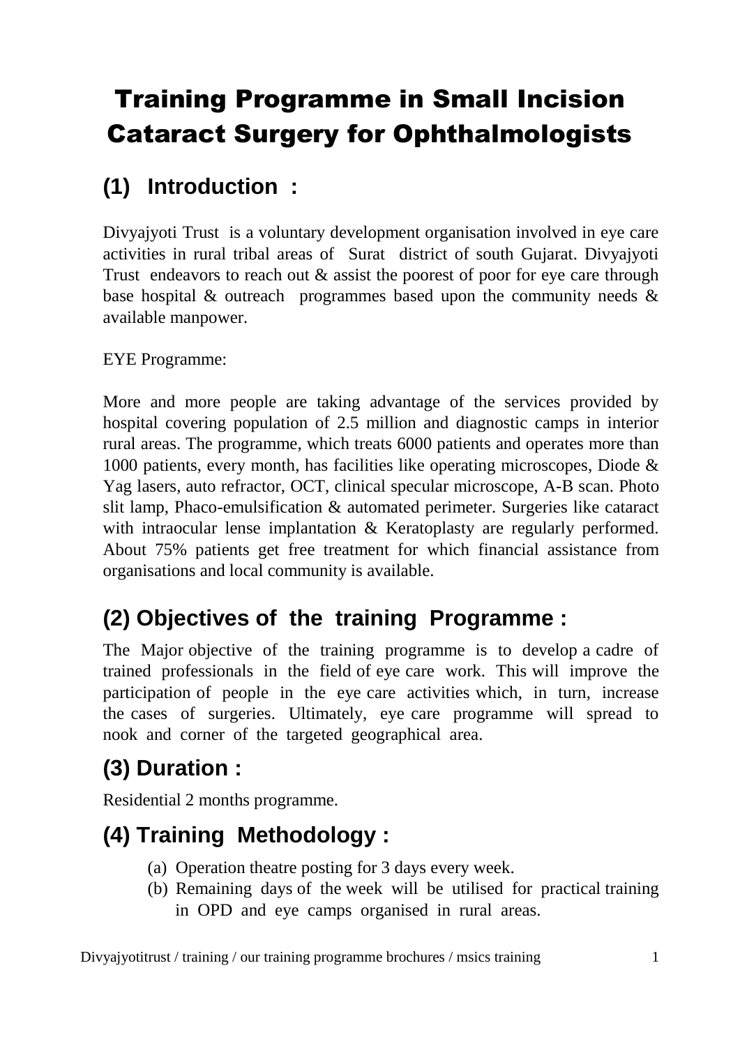# Training Programme in Small Incision Cataract Surgery for Ophthalmologists

## (1) Introduction :

Divyajyoti Trust is a voluntary development organisation involved in eye care activities in rural tribal areas of Surat district of south Gujarat. Divyajyoti Trust endeavors to reach out & assist the poorest of poor for eye care through base hospital & outreach programmes based upon the community needs & available manpower.

EYE Programme:

More and more people are taking advantage of the services provided by hospital covering population of 2.5 million and diagnostic camps in interior rural areas. The programme, which treats 6000 patients and operates more than 1000 patients, every month, has facilities like operating microscopes, Diode & Yag lasers, auto refractor, OCT, clinical specular microscope, A-B scan. Photo slit lamp, Phaco-emulsification & automated perimeter. Surgeries like cataract with intraocular lense implantation & Keratoplasty are regularly performed. About 75% patients get free treatment for which financial assistance from organisations and local community is available.

## (2) Objectives of the training Programme :

The Major objective of the training programme is to develop a cadre of trained professionals in the field of eye care work. This will improve the participation of people in the eye care activities which, in turn, increase the cases of surgeries. Ultimately, eye care programme will spread to nook and corner of the targeted geographical area.

## (3) Duration :

Residential 2 months programme.

## (4) Training Methodology :

(a) Operation theatre posting for 3 days every week.
(b) Remaining days of the week will be utilised for practical training in OPD and eye camps organised in rural areas.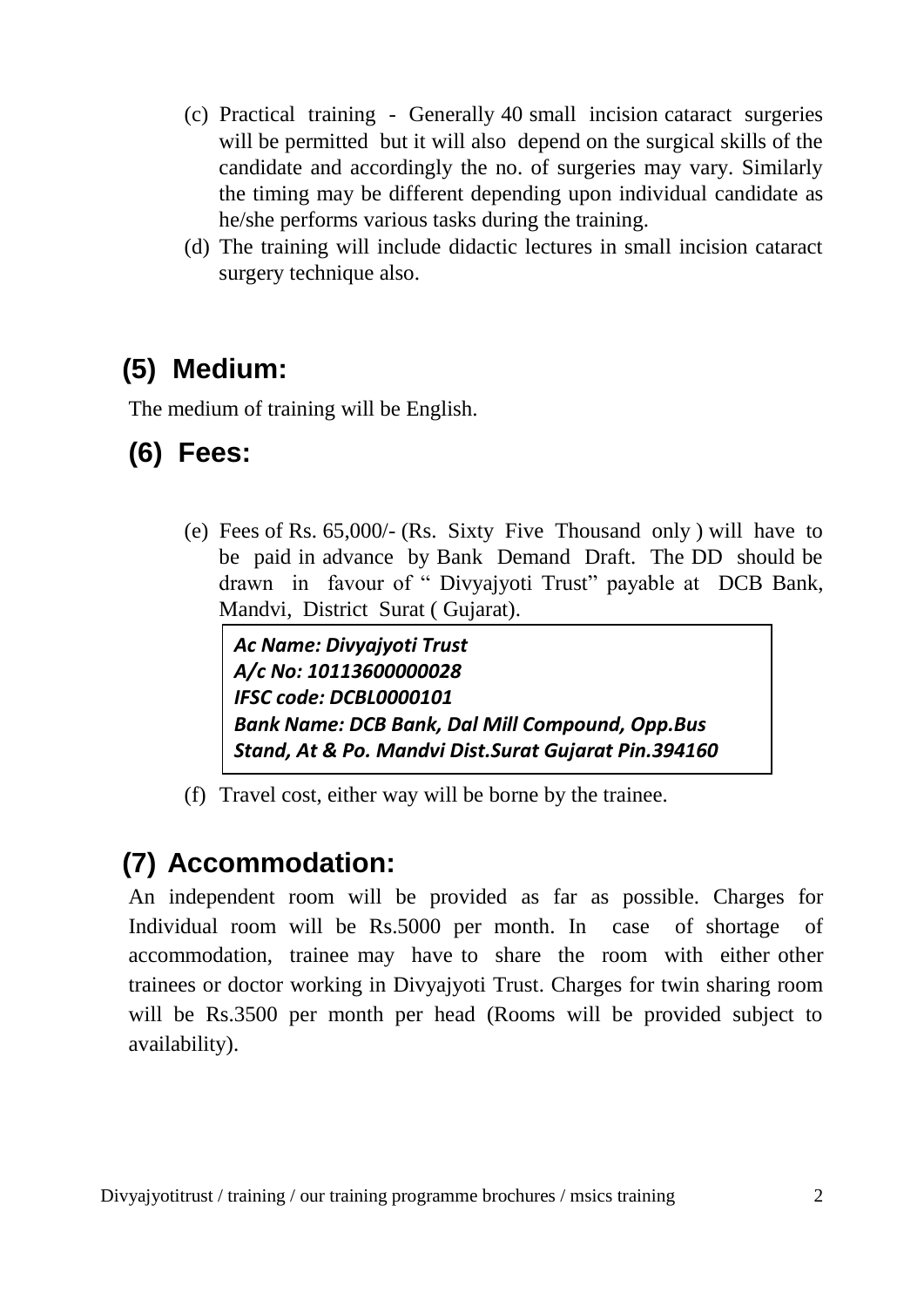(c) Practical training - Generally 40 small incision cataract surgeries will be permitted but it will also depend on the surgical skills of the candidate and accordingly the no. of surgeries may vary. Similarly the timing may be different depending upon individual candidate as he/she performs various tasks during the training.

(d) The training will include didactic lectures in small incision cataract surgery technique also.

## (5) Medium:

The medium of training will be English.

## (6) Fees:

(e) Fees of Rs. 65,000/- (Rs. Sixty Five Thousand only ) will have to be paid in advance by Bank Demand Draft. The DD should be drawn in favour of " Divyajyoti Trust" payable at DCB Bank, Mandvi, District Surat ( Gujarat).

> ***Ac Name: Divyajyoti Trust***
> ***A/c No: 10113600000028***
> ***IFSC code: DCBL0000101***
> ***Bank Name: DCB Bank, Dal Mill Compound, Opp.Bus Stand, At & Po. Mandvi Dist.Surat Gujarat Pin.394160***

(f) Travel cost, either way will be borne by the trainee.

## (7) Accommodation:

An independent room will be provided as far as possible. Charges for Individual room will be Rs.5000 per month. In case of shortage of accommodation, trainee may have to share the room with either other trainees or doctor working in Divyajyoti Trust. Charges for twin sharing room will be Rs.3500 per month per head (Rooms will be provided subject to availability).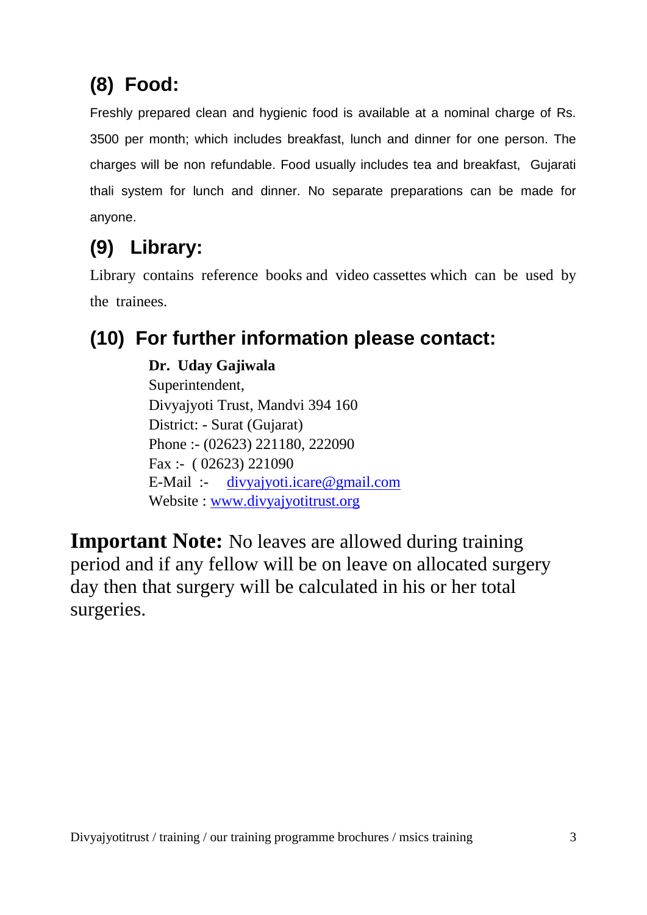## (8) Food:

Freshly prepared clean and hygienic food is available at a nominal charge of Rs. 3500 per month; which includes breakfast, lunch and dinner for one person. The charges will be non refundable. Food usually includes tea and breakfast, Gujarati thali system for lunch and dinner. No separate preparations can be made for anyone.

## (9) Library:

Library contains reference books and video cassettes which can be used by the trainees.

## (10) For further information please contact:

**Dr. Uday Gajiwala**
Superintendent,
Divyajyoti Trust, Mandvi 394 160
District: - Surat (Gujarat)
Phone :- (02623) 221180, 222090
Fax :- ( 02623) 221090
E-Mail :- divyajyoti.icare@gmail.com
Website : www.divyajyotitrust.org

**Important Note:** No leaves are allowed during training period and if any fellow will be on leave on allocated surgery day then that surgery will be calculated in his or her total surgeries.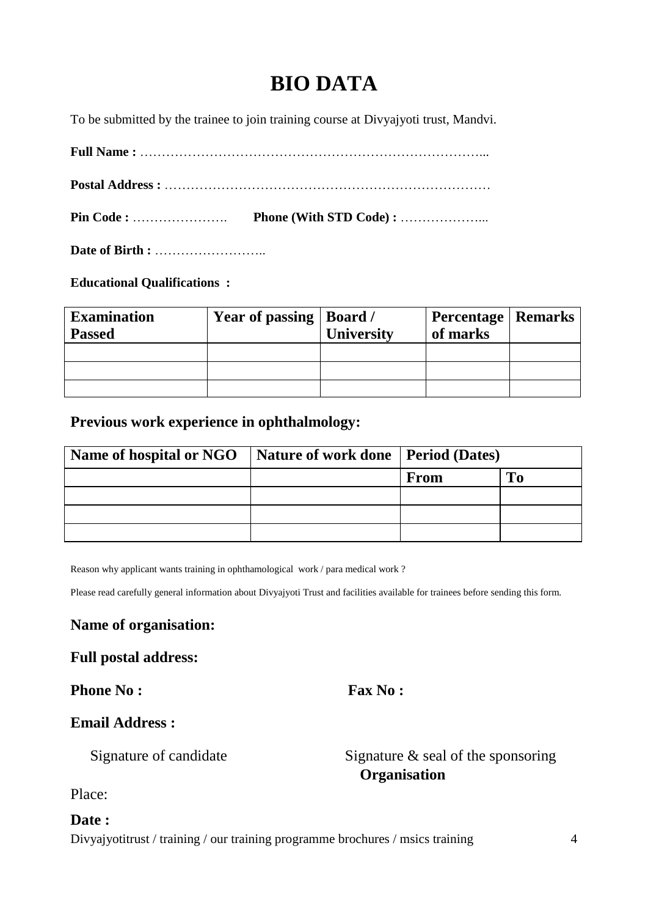# BIO DATA

To be submitted by the trainee to join training course at Divyajyoti trust, Mandvi.

**Full Name :** ……………………………………………………………………...

**Postal Address :** …………………………………………………………………

**Pin Code :** ………………….  **Phone (With STD Code) :** ………………...

**Date of Birth :** ……………………..

**Educational Qualifications :**

| Examination Passed | Year of passing | Board / University | Percentage of marks | Remarks |
|---|---|---|---|---|
| | | | | |
| | | | | |
| | | | | |

## Previous work experience in ophthalmology:

| Name of hospital or NGO | Nature of work done | Period (Dates) | |
|---|---|---|---|
| | | From | To |
| | | | |
| | | | |
| | | | |

Reason why applicant wants training in ophthamological work / para medical work ?

Please read carefully general information about Divyajyoti Trust and facilities available for trainees before sending this form.

**Name of organisation:**

**Full postal address:**

**Phone No :**  **Fax No :**

**Email Address :**

Signature of candidate  Signature & seal of the sponsoring **Organisation**

Place:

**Date :**

Divyajyotitrust / training / our training programme brochures / msics training